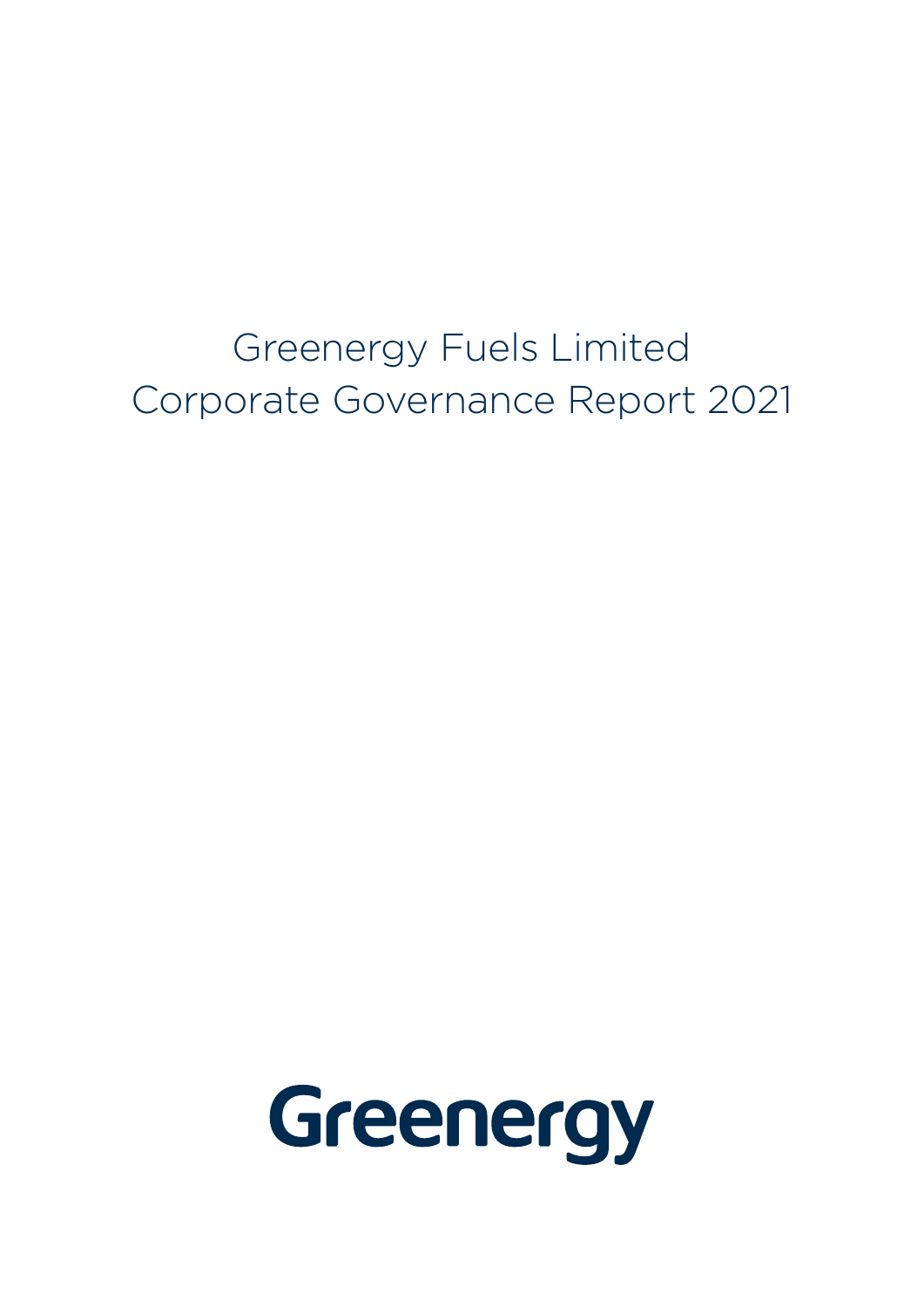# Greenergy Fuels Limited
# Corporate Governance Report 2021

Greenergy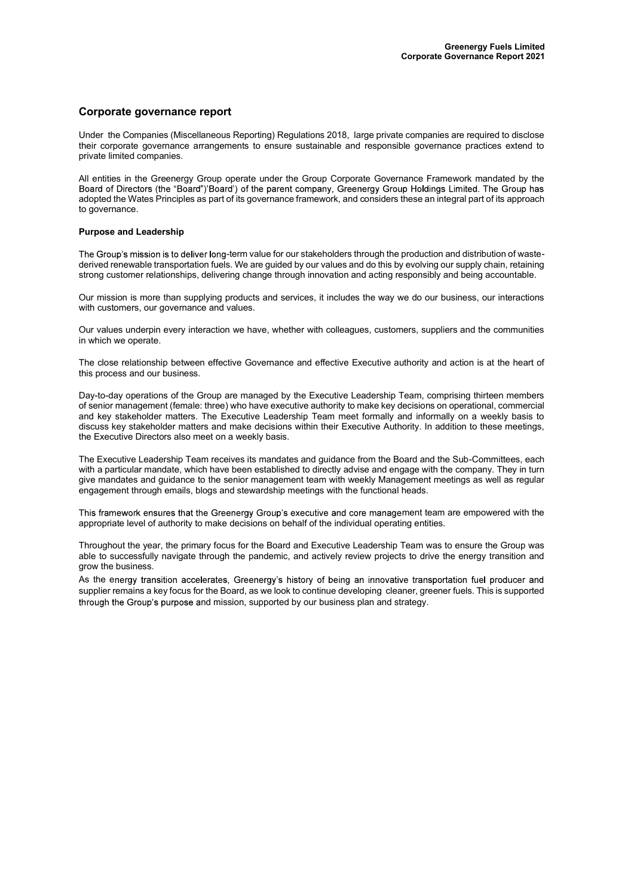# Corporate governance report

Under the Companies (Miscellaneous Reporting) Regulations 2018, large private companies are required to disclose their corporate governance arrangements to ensure sustainable and responsible governance practices extend to private limited companies.

All entities in the Greenergy Group operate under the Group Corporate Governance Framework mandated by the Board of Directors (the "Board")'Board') of the parent company, Greenergy Group Holdings Limited. The Group has adopted the Wates Principles as part of its governance framework, and considers these an integral part of its approach to governance.

### Purpose and Leadership

The Group's mission is to deliver long-term value for our stakeholders through the production and distribution of waste-derived renewable transportation fuels. We are guided by our values and do this by evolving our supply chain, retaining strong customer relationships, delivering change through innovation and acting responsibly and being accountable.

Our mission is more than supplying products and services, it includes the way we do our business, our interactions with customers, our governance and values.

Our values underpin every interaction we have, whether with colleagues, customers, suppliers and the communities in which we operate.

The close relationship between effective Governance and effective Executive authority and action is at the heart of this process and our business.

Day-to-day operations of the Group are managed by the Executive Leadership Team, comprising thirteen members of senior management (female: three) who have executive authority to make key decisions on operational, commercial and key stakeholder matters. The Executive Leadership Team meet formally and informally on a weekly basis to discuss key stakeholder matters and make decisions within their Executive Authority. In addition to these meetings, the Executive Directors also meet on a weekly basis.

The Executive Leadership Team receives its mandates and guidance from the Board and the Sub-Committees, each with a particular mandate, which have been established to directly advise and engage with the company. They in turn give mandates and guidance to the senior management team with weekly Management meetings as well as regular engagement through emails, blogs and stewardship meetings with the functional heads.

This framework ensures that the Greenergy Group's executive and core management team are empowered with the appropriate level of authority to make decisions on behalf of the individual operating entities.

Throughout the year, the primary focus for the Board and Executive Leadership Team was to ensure the Group was able to successfully navigate through the pandemic, and actively review projects to drive the energy transition and grow the business.

As the energy transition accelerates, Greenergy's history of being an innovative transportation fuel producer and supplier remains a key focus for the Board, as we look to continue developing cleaner, greener fuels. This is supported through the Group's purpose and mission, supported by our business plan and strategy.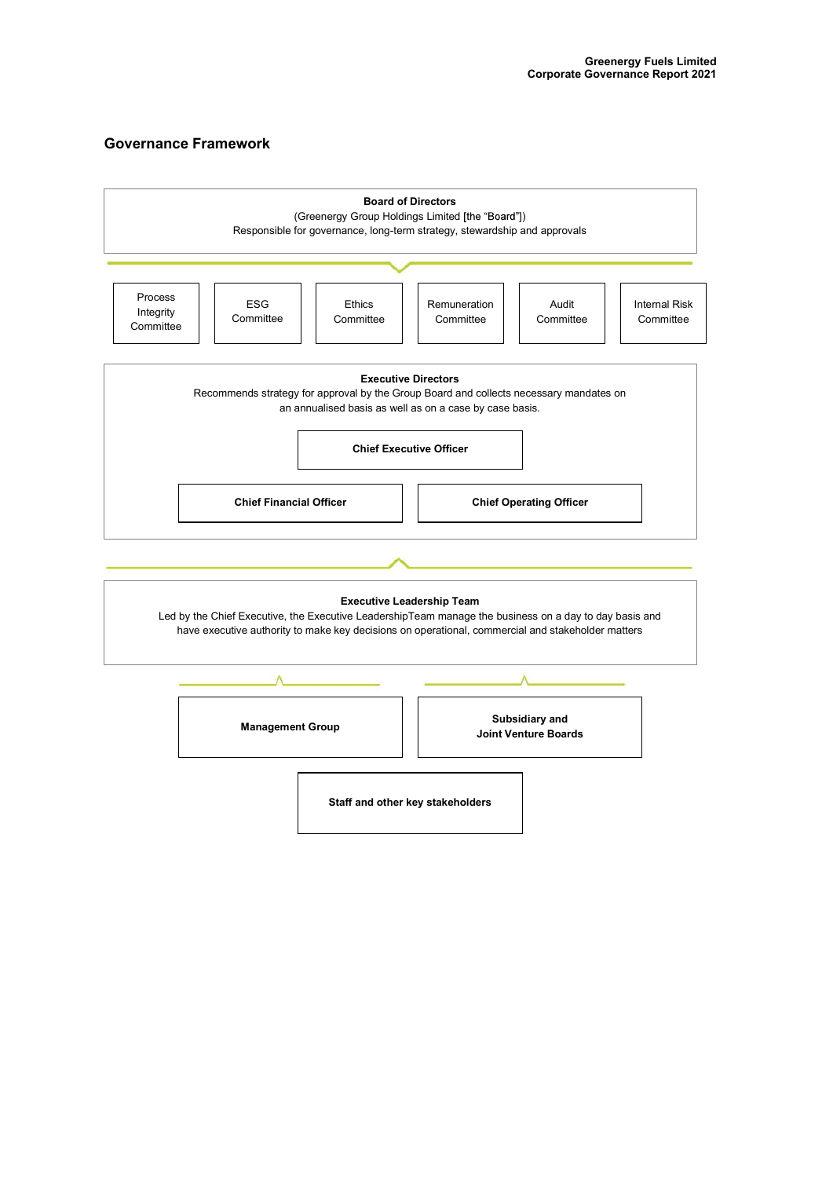## Governance Framework

**Board of Directors**
(Greenergy Group Holdings Limited [the "Board"])
Responsible for governance, long-term strategy, stewardship and approvals

- Process Integrity Committee
- ESG Committee
- Ethics Committee
- Remuneration Committee
- Audit Committee
- Internal Risk Committee

**Executive Directors**
Recommends strategy for approval by the Group Board and collects necessary mandates on an annualised basis as well as on a case by case basis.

- **Chief Executive Officer**
- **Chief Financial Officer**
- **Chief Operating Officer**

**Executive Leadership Team**
Led by the Chief Executive, the Executive LeadershipTeam manage the business on a day to day basis and have executive authority to make key decisions on operational, commercial and stakeholder matters

- **Management Group**
- **Subsidiary and Joint Venture Boards**

**Staff and other key stakeholders**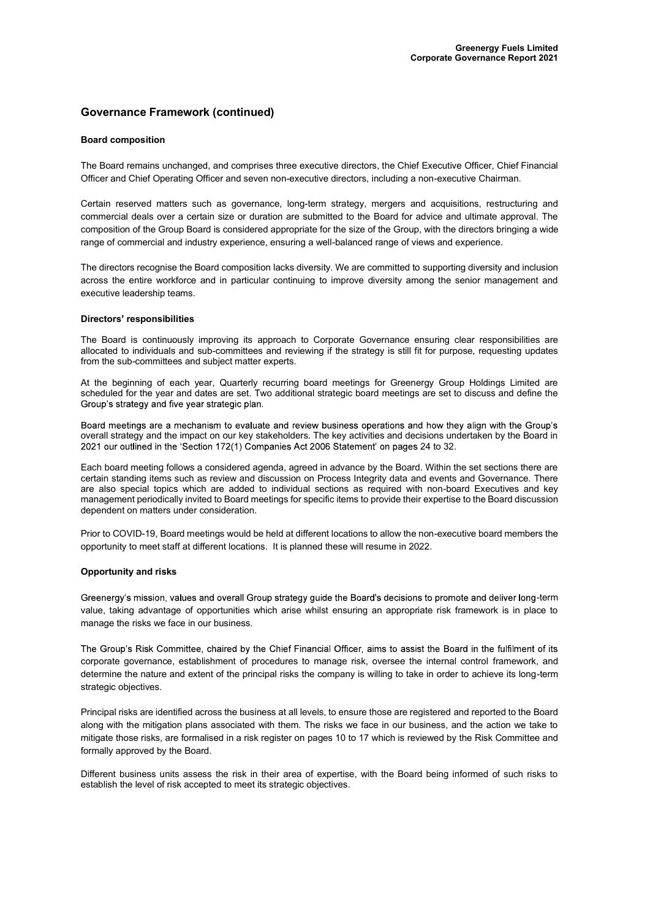## Governance Framework (continued)

### Board composition

The Board remains unchanged, and comprises three executive directors, the Chief Executive Officer, Chief Financial Officer and Chief Operating Officer and seven non-executive directors, including a non-executive Chairman.

Certain reserved matters such as governance, long-term strategy, mergers and acquisitions, restructuring and commercial deals over a certain size or duration are submitted to the Board for advice and ultimate approval. The composition of the Group Board is considered appropriate for the size of the Group, with the directors bringing a wide range of commercial and industry experience, ensuring a well-balanced range of views and experience.

The directors recognise the Board composition lacks diversity. We are committed to supporting diversity and inclusion across the entire workforce and in particular continuing to improve diversity among the senior management and executive leadership teams.

### Directors' responsibilities

The Board is continuously improving its approach to Corporate Governance ensuring clear responsibilities are allocated to individuals and sub-committees and reviewing if the strategy is still fit for purpose, requesting updates from the sub-committees and subject matter experts.

At the beginning of each year, Quarterly recurring board meetings for Greenergy Group Holdings Limited are scheduled for the year and dates are set. Two additional strategic board meetings are set to discuss and define the Group's strategy and five year strategic plan.

Board meetings are a mechanism to evaluate and review business operations and how they align with the Group's overall strategy and the impact on our key stakeholders. The key activities and decisions undertaken by the Board in 2021 our outlined in the 'Section 172(1) Companies Act 2006 Statement' on pages 24 to 32.

Each board meeting follows a considered agenda, agreed in advance by the Board. Within the set sections there are certain standing items such as review and discussion on Process Integrity data and events and Governance. There are also special topics which are added to individual sections as required with non-board Executives and key management periodically invited to Board meetings for specific items to provide their expertise to the Board discussion dependent on matters under consideration.

Prior to COVID-19, Board meetings would be held at different locations to allow the non-executive board members the opportunity to meet staff at different locations. It is planned these will resume in 2022.

### Opportunity and risks

Greenergy's mission, values and overall Group strategy guide the Board's decisions to promote and deliver long-term value, taking advantage of opportunities which arise whilst ensuring an appropriate risk framework is in place to manage the risks we face in our business.

The Group's Risk Committee, chaired by the Chief Financial Officer, aims to assist the Board in the fulfilment of its corporate governance, establishment of procedures to manage risk, oversee the internal control framework, and determine the nature and extent of the principal risks the company is willing to take in order to achieve its long-term strategic objectives.

Principal risks are identified across the business at all levels, to ensure those are registered and reported to the Board along with the mitigation plans associated with them. The risks we face in our business, and the action we take to mitigate those risks, are formalised in a risk register on pages 10 to 17 which is reviewed by the Risk Committee and formally approved by the Board.

Different business units assess the risk in their area of expertise, with the Board being informed of such risks to establish the level of risk accepted to meet its strategic objectives.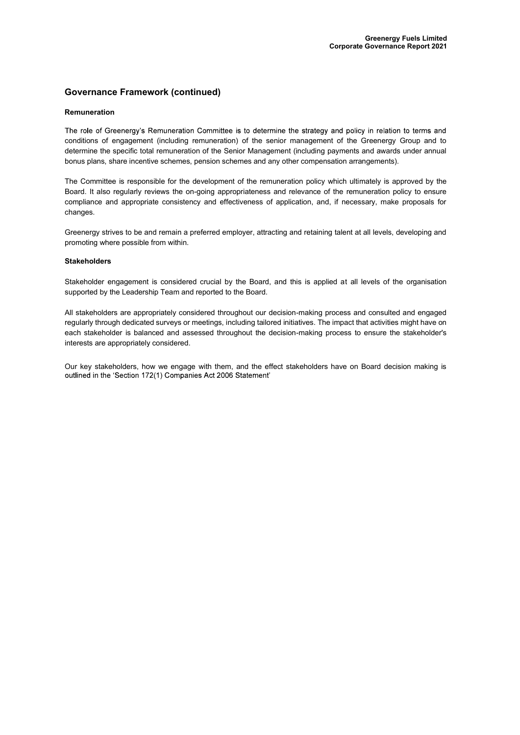## Governance Framework (continued)

### Remuneration

The role of Greenergy's Remuneration Committee is to determine the strategy and policy in relation to terms and conditions of engagement (including remuneration) of the senior management of the Greenergy Group and to determine the specific total remuneration of the Senior Management (including payments and awards under annual bonus plans, share incentive schemes, pension schemes and any other compensation arrangements).

The Committee is responsible for the development of the remuneration policy which ultimately is approved by the Board. It also regularly reviews the on-going appropriateness and relevance of the remuneration policy to ensure compliance and appropriate consistency and effectiveness of application, and, if necessary, make proposals for changes.

Greenergy strives to be and remain a preferred employer, attracting and retaining talent at all levels, developing and promoting where possible from within.

### Stakeholders

Stakeholder engagement is considered crucial by the Board, and this is applied at all levels of the organisation supported by the Leadership Team and reported to the Board.

All stakeholders are appropriately considered throughout our decision-making process and consulted and engaged regularly through dedicated surveys or meetings, including tailored initiatives. The impact that activities might have on each stakeholder is balanced and assessed throughout the decision-making process to ensure the stakeholder's interests are appropriately considered.

Our key stakeholders, how we engage with them, and the effect stakeholders have on Board decision making is outlined in the 'Section 172(1) Companies Act 2006 Statement'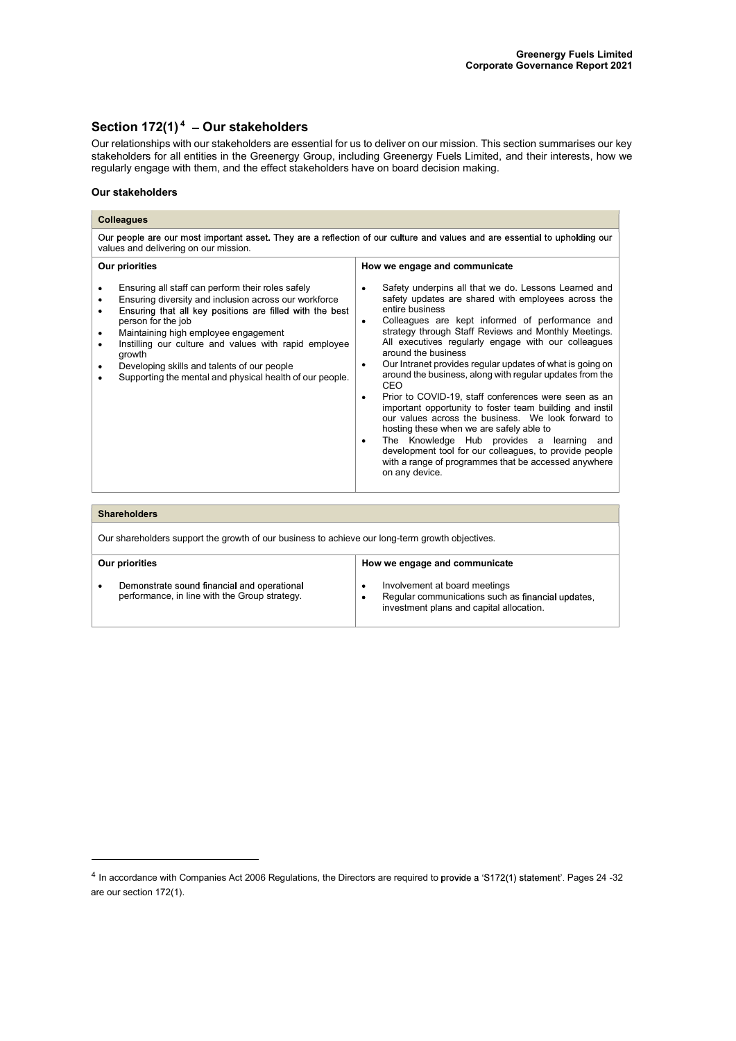## Section 172(1)[4] – Our stakeholders

Our relationships with our stakeholders are essential for us to deliver on our mission. This section summarises our key stakeholders for all entities in the Greenergy Group, including Greenergy Fuels Limited, and their interests, how we regularly engage with them, and the effect stakeholders have on board decision making.

### Our stakeholders

| **Colleagues** | |
|---|---|
| Our people are our most important asset. They are a reflection of our culture and values and are essential to upholding our values and delivering on our mission. | |
| **Our priorities** | **How we engage and communicate** |
| • Ensuring all staff can perform their roles safely<br>• Ensuring diversity and inclusion across our workforce<br>• Ensuring that all key positions are filled with the best person for the job<br>• Maintaining high employee engagement<br>• Instilling our culture and values with rapid employee growth<br>• Developing skills and talents of our people<br>• Supporting the mental and physical health of our people. | • Safety underpins all that we do. Lessons Learned and safety updates are shared with employees across the entire business<br>• Colleagues are kept informed of performance and strategy through Staff Reviews and Monthly Meetings. All executives regularly engage with our colleagues around the business<br>• Our Intranet provides regular updates of what is going on around the business, along with regular updates from the CEO<br>• Prior to COVID-19, staff conferences were seen as an important opportunity to foster team building and instil our values across the business. We look forward to hosting these when we are safely able to<br>• The Knowledge Hub provides a learning and development tool for our colleagues, to provide people with a range of programmes that be accessed anywhere on any device. |

| **Shareholders** | |
|---|---|
| Our shareholders support the growth of our business to achieve our long-term growth objectives. | |
| **Our priorities** | **How we engage and communicate** |
| • Demonstrate sound financial and operational performance, in line with the Group strategy. | • Involvement at board meetings<br>• Regular communications such as financial updates, investment plans and capital allocation. |

[4] In accordance with Companies Act 2006 Regulations, the Directors are required to provide a 'S172(1) statement'. Pages 24 -32 are our section 172(1).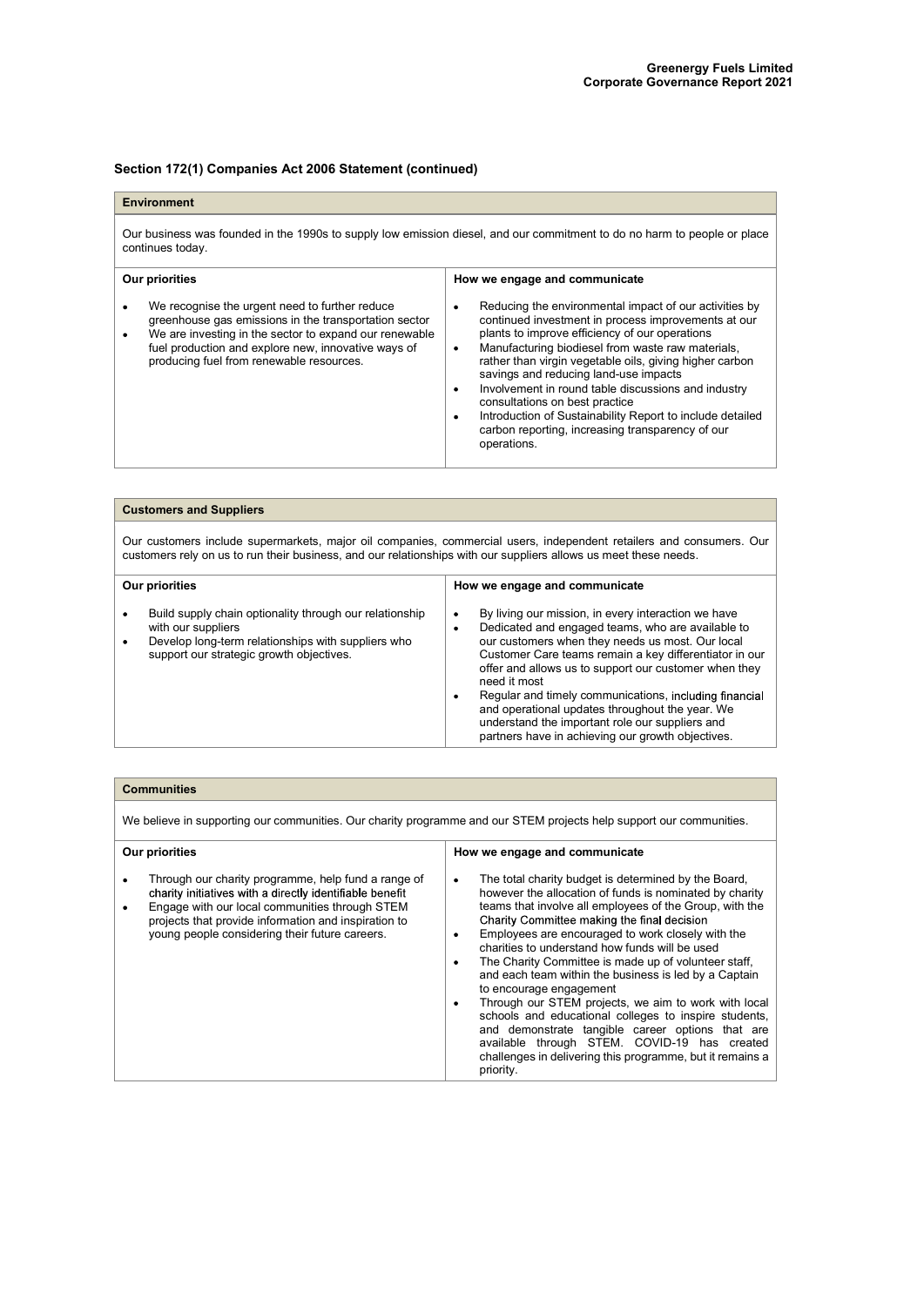## Section 172(1) Companies Act 2006 Statement (continued)

### Environment

Our business was founded in the 1990s to supply low emission diesel, and our commitment to do no harm to people or place continues today.

| Our priorities | How we engage and communicate |
|---|---|
| • We recognise the urgent need to further reduce greenhouse gas emissions in the transportation sector<br>• We are investing in the sector to expand our renewable fuel production and explore new, innovative ways of producing fuel from renewable resources. | • Reducing the environmental impact of our activities by continued investment in process improvements at our plants to improve efficiency of our operations<br>• Manufacturing biodiesel from waste raw materials, rather than virgin vegetable oils, giving higher carbon savings and reducing land-use impacts<br>• Involvement in round table discussions and industry consultations on best practice<br>• Introduction of Sustainability Report to include detailed carbon reporting, increasing transparency of our operations. |

### Customers and Suppliers

Our customers include supermarkets, major oil companies, commercial users, independent retailers and consumers. Our customers rely on us to run their business, and our relationships with our suppliers allows us meet these needs.

| Our priorities | How we engage and communicate |
|---|---|
| • Build supply chain optionality through our relationship with our suppliers<br>• Develop long-term relationships with suppliers who support our strategic growth objectives. | • By living our mission, in every interaction we have<br>• Dedicated and engaged teams, who are available to our customers when they needs us most. Our local Customer Care teams remain a key differentiator in our offer and allows us to support our customer when they need it most<br>• Regular and timely communications, including financial and operational updates throughout the year. We understand the important role our suppliers and partners have in achieving our growth objectives. |

### Communities

We believe in supporting our communities. Our charity programme and our STEM projects help support our communities.

| Our priorities | How we engage and communicate |
|---|---|
| • Through our charity programme, help fund a range of charity initiatives with a directly identifiable benefit<br>• Engage with our local communities through STEM projects that provide information and inspiration to young people considering their future careers. | • The total charity budget is determined by the Board, however the allocation of funds is nominated by charity teams that involve all employees of the Group, with the Charity Committee making the final decision<br>• Employees are encouraged to work closely with the charities to understand how funds will be used<br>• The Charity Committee is made up of volunteer staff, and each team within the business is led by a Captain to encourage engagement<br>• Through our STEM projects, we aim to work with local schools and educational colleges to inspire students, and demonstrate tangible career options that are available through STEM. COVID-19 has created challenges in delivering this programme, but it remains a priority. |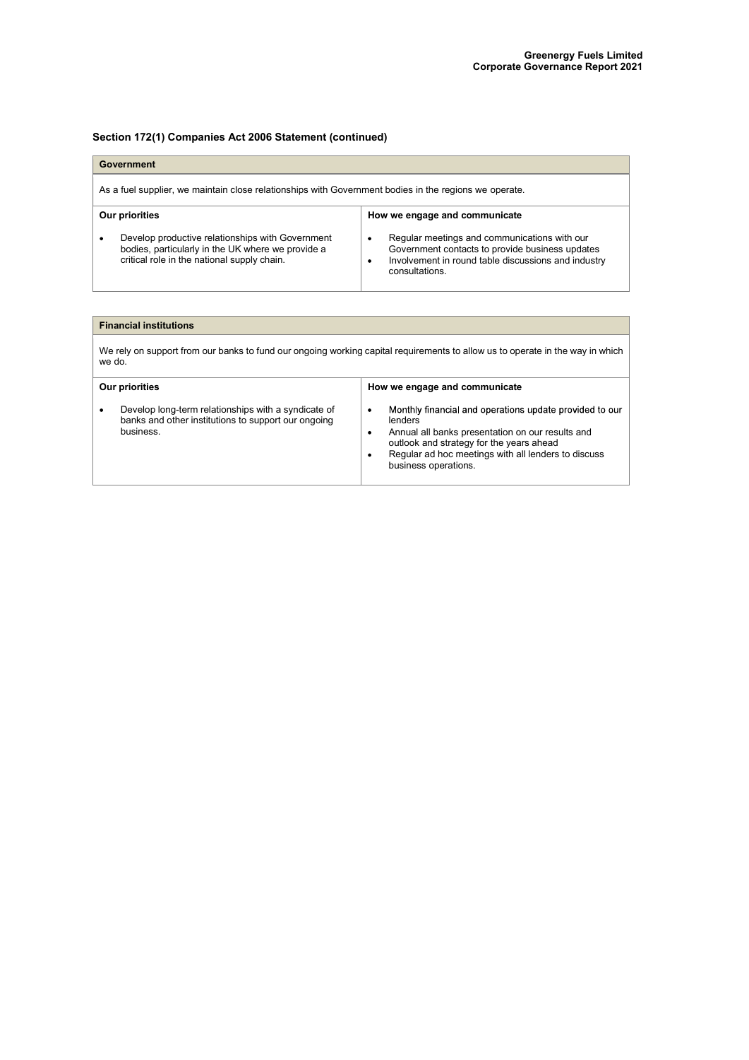## Section 172(1) Companies Act 2006 Statement (continued)

| Government | |
|---|---|
| As a fuel supplier, we maintain close relationships with Government bodies in the regions we operate. | |
| **Our priorities** | **How we engage and communicate** |
| • Develop productive relationships with Government bodies, particularly in the UK where we provide a critical role in the national supply chain. | • Regular meetings and communications with our Government contacts to provide business updates<br>• Involvement in round table discussions and industry consultations. |

| Financial institutions | |
|---|---|
| We rely on support from our banks to fund our ongoing working capital requirements to allow us to operate in the way in which we do. | |
| **Our priorities** | **How we engage and communicate** |
| • Develop long-term relationships with a syndicate of banks and other institutions to support our ongoing business. | • Monthly financial and operations update provided to our lenders<br>• Annual all banks presentation on our results and outlook and strategy for the years ahead<br>• Regular ad hoc meetings with all lenders to discuss business operations. |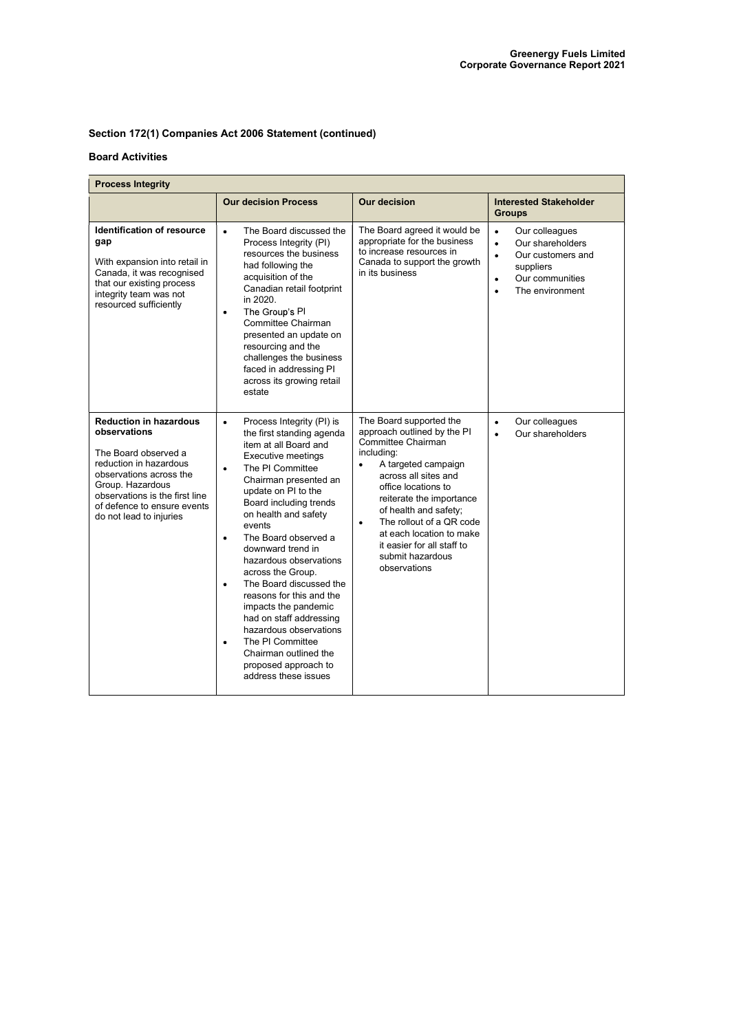## Section 172(1) Companies Act 2006 Statement (continued)

### Board Activities

| Process Integrity | | | |
|---|---|---|---|
| | **Our decision Process** | **Our decision** | **Interested Stakeholder Groups** |
| **Identification of resource gap**<br><br>With expansion into retail in Canada, it was recognised that our existing process integrity team was not resourced sufficiently | • The Board discussed the Process Integrity (PI) resources the business had following the acquisition of the Canadian retail footprint in 2020.<br>• The Group's PI Committee Chairman presented an update on resourcing and the challenges the business faced in addressing PI across its growing retail estate | The Board agreed it would be appropriate for the business to increase resources in Canada to support the growth in its business | • Our colleagues<br>• Our shareholders<br>• Our customers and suppliers<br>• Our communities<br>• The environment |
| **Reduction in hazardous observations**<br><br>The Board observed a reduction in hazardous observations across the Group. Hazardous observations is the first line of defence to ensure events do not lead to injuries | • Process Integrity (PI) is the first standing agenda item at all Board and Executive meetings<br>• The PI Committee Chairman presented an update on PI to the Board including trends on health and safety events<br>• The Board observed a downward trend in hazardous observations across the Group.<br>• The Board discussed the reasons for this and the impacts the pandemic had on staff addressing hazardous observations<br>• The PI Committee Chairman outlined the proposed approach to address these issues | The Board supported the approach outlined by the PI Committee Chairman including:<br>• A targeted campaign across all sites and office locations to reiterate the importance of health and safety;<br>• The rollout of a QR code at each location to make it easier for all staff to submit hazardous observations | • Our colleagues<br>• Our shareholders |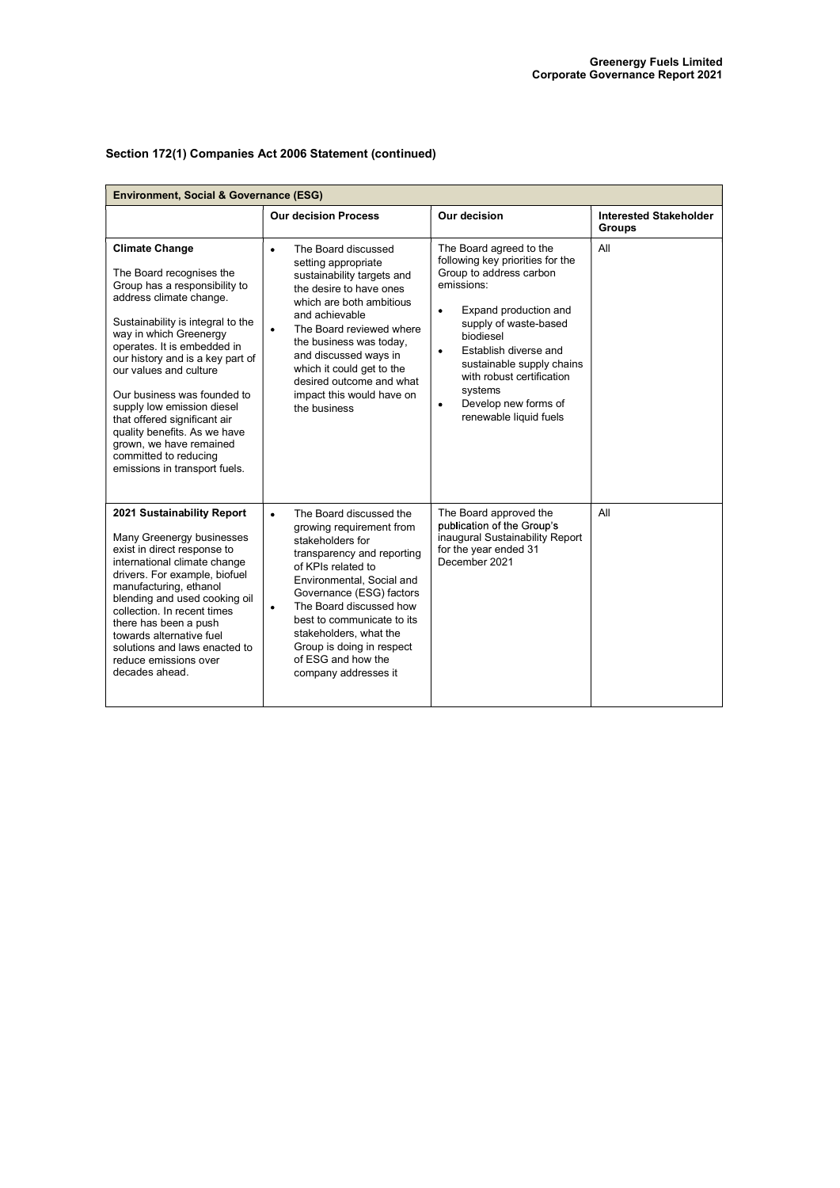## Section 172(1) Companies Act 2006 Statement (continued)

| Environment, Social & Governance (ESG) | | | |
|---|---|---|---|
| | **Our decision Process** | **Our decision** | **Interested Stakeholder Groups** |
| **Climate Change**<br><br>The Board recognises the Group has a responsibility to address climate change.<br><br>Sustainability is integral to the way in which Greenergy operates. It is embedded in our history and is a key part of our values and culture<br><br>Our business was founded to supply low emission diesel that offered significant air quality benefits. As we have grown, we have remained committed to reducing emissions in transport fuels. | • The Board discussed setting appropriate sustainability targets and the desire to have ones which are both ambitious and achievable<br>• The Board reviewed where the business was today, and discussed ways in which it could get to the desired outcome and what impact this would have on the business | The Board agreed to the following key priorities for the Group to address carbon emissions:<br><br>• Expand production and supply of waste-based biodiesel<br>• Establish diverse and sustainable supply chains with robust certification systems<br>• Develop new forms of renewable liquid fuels | All |
| **2021 Sustainability Report**<br><br>Many Greenergy businesses exist in direct response to international climate change drivers. For example, biofuel manufacturing, ethanol blending and used cooking oil collection. In recent times there has been a push towards alternative fuel solutions and laws enacted to reduce emissions over decades ahead. | • The Board discussed the growing requirement from stakeholders for transparency and reporting of KPIs related to Environmental, Social and Governance (ESG) factors<br>• The Board discussed how best to communicate to its stakeholders, what the Group is doing in respect of ESG and how the company addresses it | The Board approved the publication of the Group's inaugural Sustainability Report for the year ended 31 December 2021 | All |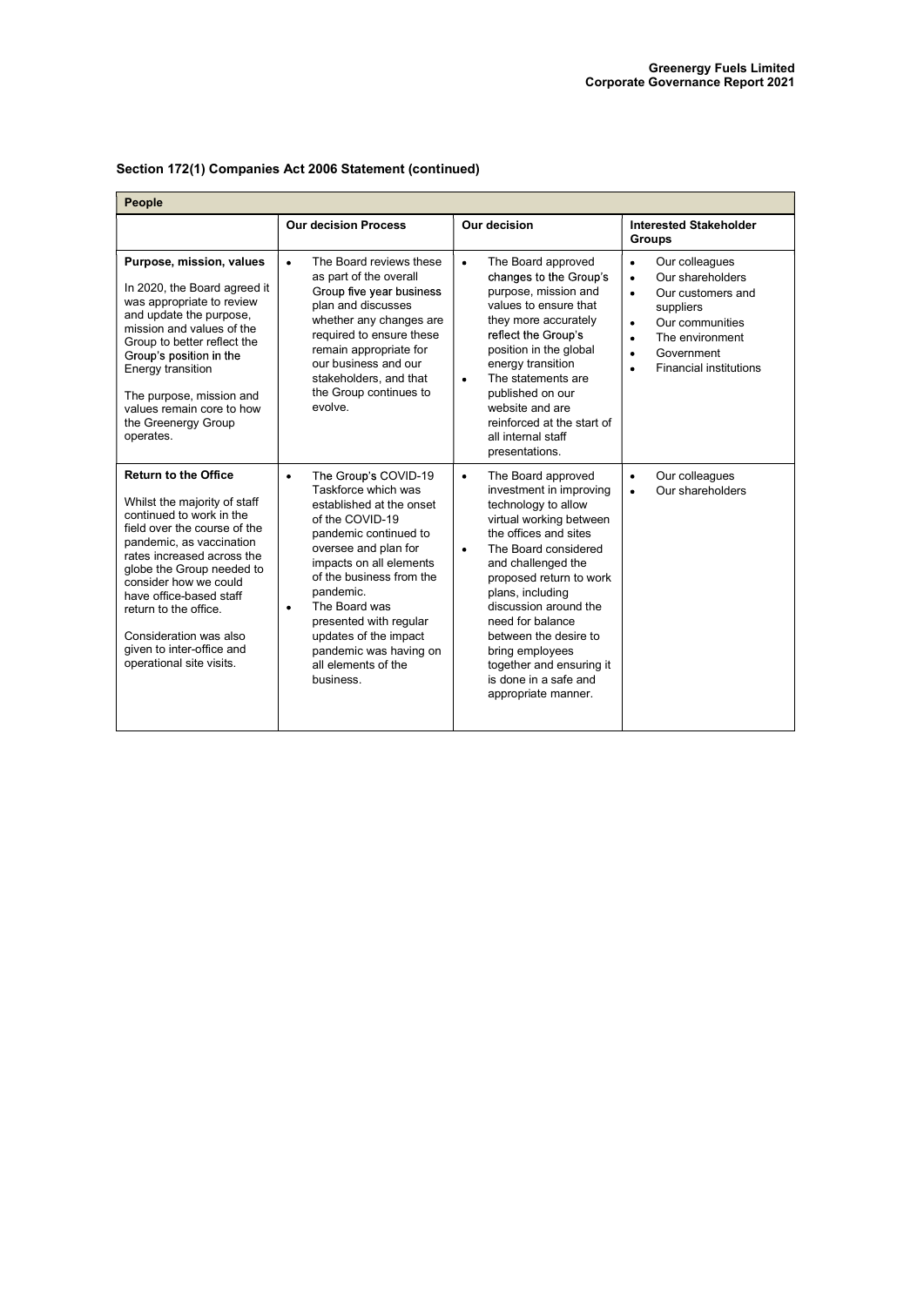## Section 172(1) Companies Act 2006 Statement (continued)

| People | | | |
|---|---|---|---|
| | **Our decision Process** | **Our decision** | **Interested Stakeholder Groups** |
| **Purpose, mission, values**<br><br>In 2020, the Board agreed it was appropriate to review and update the purpose, mission and values of the Group to better reflect the Group's position in the Energy transition<br><br>The purpose, mission and values remain core to how the Greenergy Group operates. | • The Board reviews these as part of the overall Group five year business plan and discusses whether any changes are required to ensure these remain appropriate for our business and our stakeholders, and that the Group continues to evolve. | • The Board approved changes to the Group's purpose, mission and values to ensure that they more accurately reflect the Group's position in the global energy transition<br>• The statements are published on our website and are reinforced at the start of all internal staff presentations. | • Our colleagues<br>• Our shareholders<br>• Our customers and suppliers<br>• Our communities<br>• The environment<br>• Government<br>• Financial institutions |
| **Return to the Office**<br><br>Whilst the majority of staff continued to work in the field over the course of the pandemic, as vaccination rates increased across the globe the Group needed to consider how we could have office-based staff return to the office.<br><br>Consideration was also given to inter-office and operational site visits. | • The Group's COVID-19 Taskforce which was established at the onset of the COVID-19 pandemic continued to oversee and plan for impacts on all elements of the business from the pandemic.<br>• The Board was presented with regular updates of the impact pandemic was having on all elements of the business. | • The Board approved investment in improving technology to allow virtual working between the offices and sites<br>• The Board considered and challenged the proposed return to work plans, including discussion around the need for balance between the desire to bring employees together and ensuring it is done in a safe and appropriate manner. | • Our colleagues<br>• Our shareholders |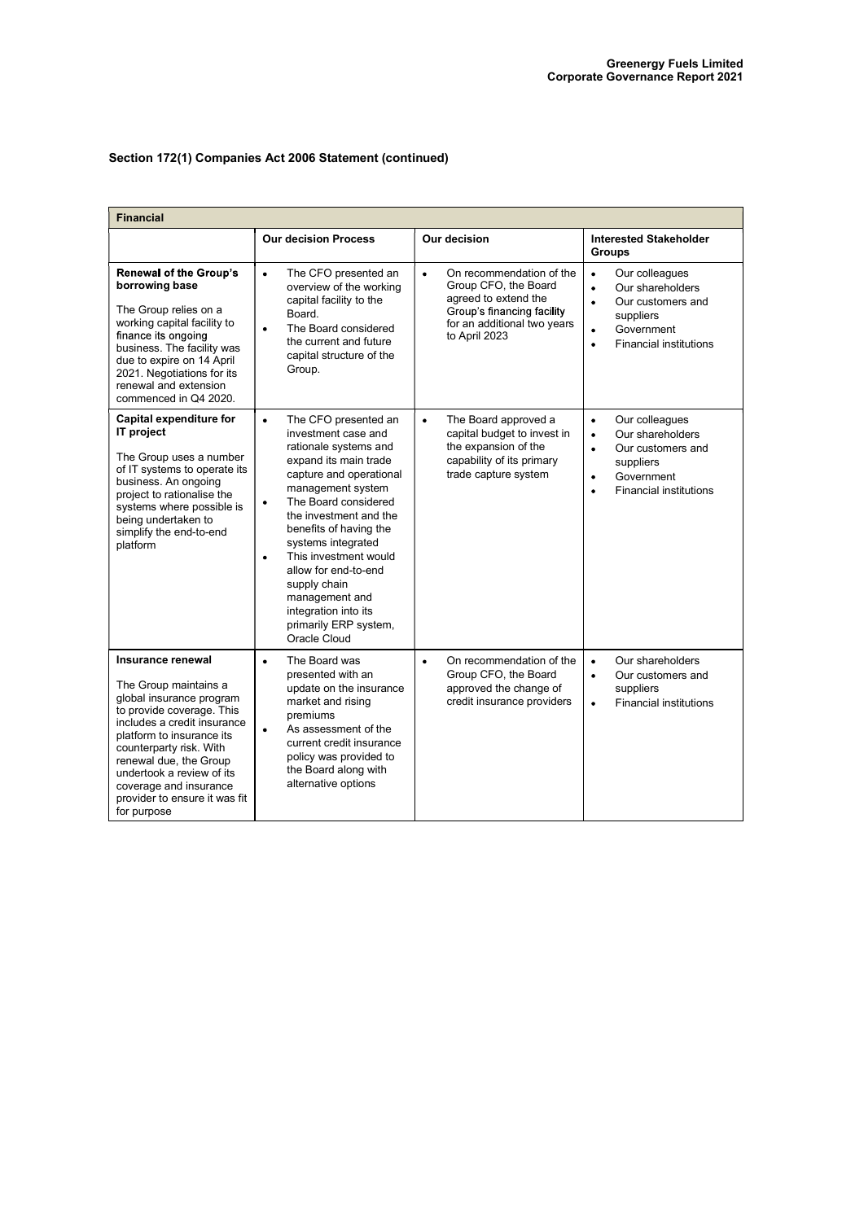## Section 172(1) Companies Act 2006 Statement (continued)

| Financial | | | |
|---|---|---|---|
| | **Our decision Process** | **Our decision** | **Interested Stakeholder Groups** |
| **Renewal of the Group's borrowing base**<br><br>The Group relies on a working capital facility to finance its ongoing business. The facility was due to expire on 14 April 2021. Negotiations for its renewal and extension commenced in Q4 2020. | • The CFO presented an overview of the working capital facility to the Board.<br>• The Board considered the current and future capital structure of the Group. | • On recommendation of the Group CFO, the Board agreed to extend the Group's financing facility for an additional two years to April 2023 | • Our colleagues<br>• Our shareholders<br>• Our customers and suppliers<br>• Government<br>• Financial institutions |
| **Capital expenditure for IT project**<br><br>The Group uses a number of IT systems to operate its business. An ongoing project to rationalise the systems where possible is being undertaken to simplify the end-to-end platform | • The CFO presented an investment case and rationale systems and expand its main trade capture and operational management system<br>• The Board considered the investment and the benefits of having the systems integrated<br>• This investment would allow for end-to-end supply chain management and integration into its primarily ERP system, Oracle Cloud | • The Board approved a capital budget to invest in the expansion of the capability of its primary trade capture system | • Our colleagues<br>• Our shareholders<br>• Our customers and suppliers<br>• Government<br>• Financial institutions |
| **Insurance renewal**<br><br>The Group maintains a global insurance program to provide coverage. This includes a credit insurance platform to insurance its counterparty risk. With renewal due, the Group undertook a review of its coverage and insurance provider to ensure it was fit for purpose | • The Board was presented with an update on the insurance market and rising premiums<br>• As assessment of the current credit insurance policy was provided to the Board along with alternative options | • On recommendation of the Group CFO, the Board approved the change of credit insurance providers | • Our shareholders<br>• Our customers and suppliers<br>• Financial institutions |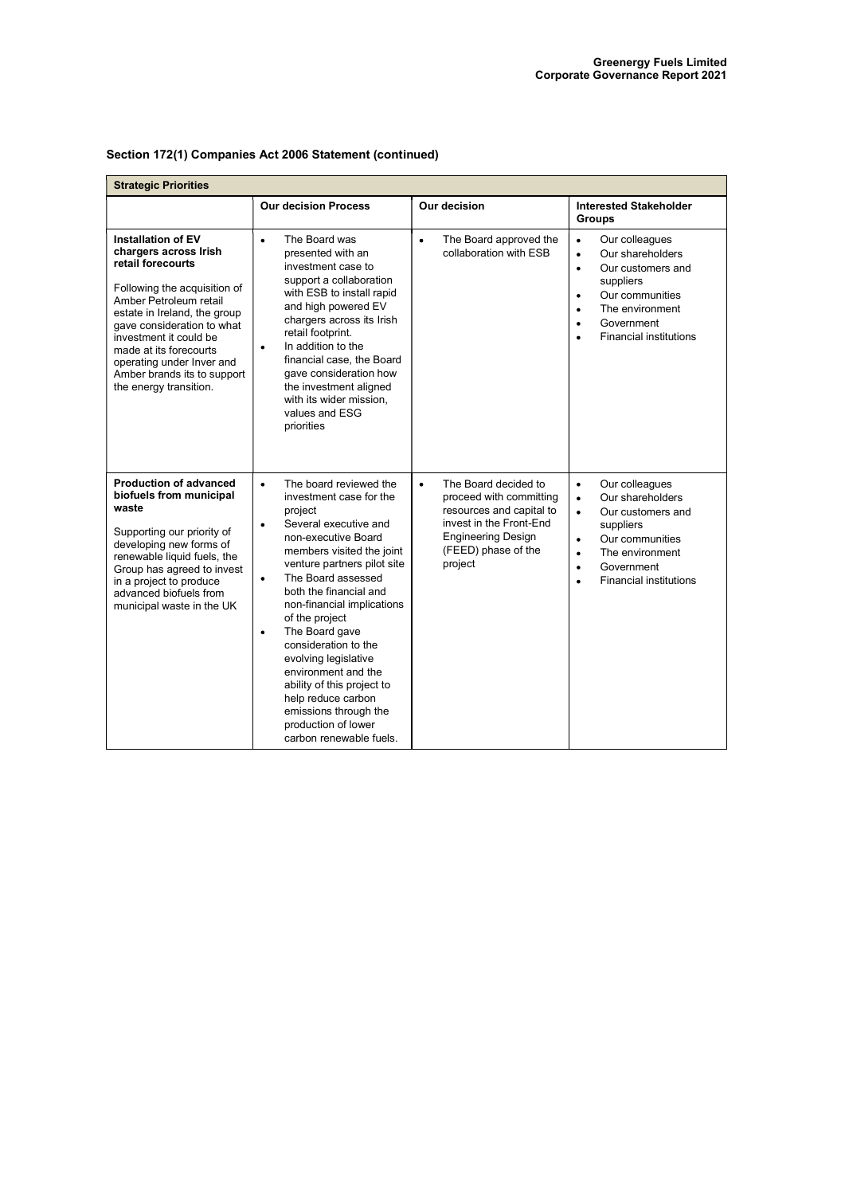## Section 172(1) Companies Act 2006 Statement (continued)

| **Strategic Priorities** | | | |
|---|---|---|---|
| | **Our decision Process** | **Our decision** | **Interested Stakeholder Groups** |
| **Installation of EV chargers across Irish retail forecourts**<br><br>Following the acquisition of Amber Petroleum retail estate in Ireland, the group gave consideration to what investment it could be made at its forecourts operating under Inver and Amber brands its to support the energy transition. | • The Board was presented with an investment case to support a collaboration with ESB to install rapid and high powered EV chargers across its Irish retail footprint.<br>• In addition to the financial case, the Board gave consideration how the investment aligned with its wider mission, values and ESG priorities | • The Board approved the collaboration with ESB | • Our colleagues<br>• Our shareholders<br>• Our customers and suppliers<br>• Our communities<br>• The environment<br>• Government<br>• Financial institutions |
| **Production of advanced biofuels from municipal waste**<br><br>Supporting our priority of developing new forms of renewable liquid fuels, the Group has agreed to invest in a project to produce advanced biofuels from municipal waste in the UK | • The board reviewed the investment case for the project<br>• Several executive and non-executive Board members visited the joint venture partners pilot site<br>• The Board assessed both the financial and non-financial implications of the project<br>• The Board gave consideration to the evolving legislative environment and the ability of this project to help reduce carbon emissions through the production of lower carbon renewable fuels. | • The Board decided to proceed with committing resources and capital to invest in the Front-End Engineering Design (FEED) phase of the project | • Our colleagues<br>• Our shareholders<br>• Our customers and suppliers<br>• Our communities<br>• The environment<br>• Government<br>• Financial institutions |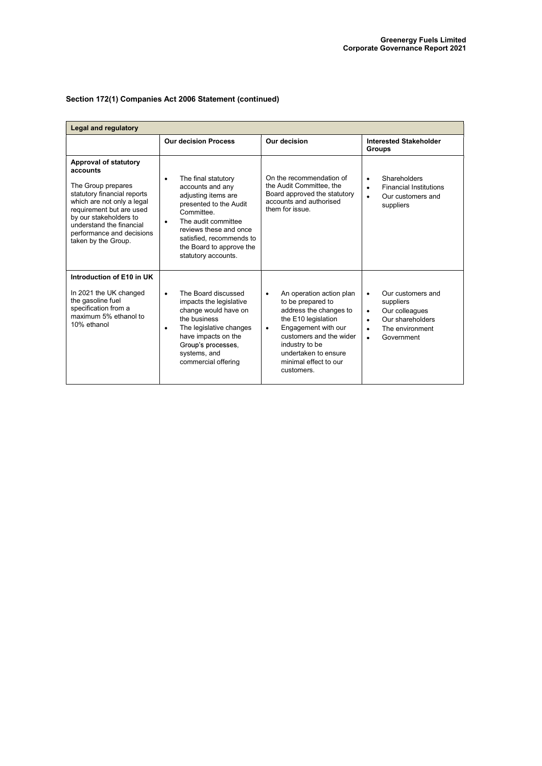## Section 172(1) Companies Act 2006 Statement (continued)

| Legal and regulatory | | | |
|---|---|---|---|
| | **Our decision Process** | **Our decision** | **Interested Stakeholder Groups** |
| **Approval of statutory accounts**<br><br>The Group prepares statutory financial reports which are not only a legal requirement but are used by our stakeholders to understand the financial performance and decisions taken by the Group. | • The final statutory accounts and any adjusting items are presented to the Audit Committee.<br>• The audit committee reviews these and once satisfied, recommends to the Board to approve the statutory accounts. | On the recommendation of the Audit Committee, the Board approved the statutory accounts and authorised them for issue. | • Shareholders<br>• Financial Institutions<br>• Our customers and suppliers |
| **Introduction of E10 in UK**<br><br>In 2021 the UK changed the gasoline fuel specification from a maximum 5% ethanol to 10% ethanol | • The Board discussed impacts the legislative change would have on the business<br>• The legislative changes have impacts on the Group's processes, systems, and commercial offering | • An operation action plan to be prepared to address the changes to the E10 legislation<br>• Engagement with our customers and the wider industry to be undertaken to ensure minimal effect to our customers. | • Our customers and suppliers<br>• Our colleagues<br>• Our shareholders<br>• The environment<br>• Government |